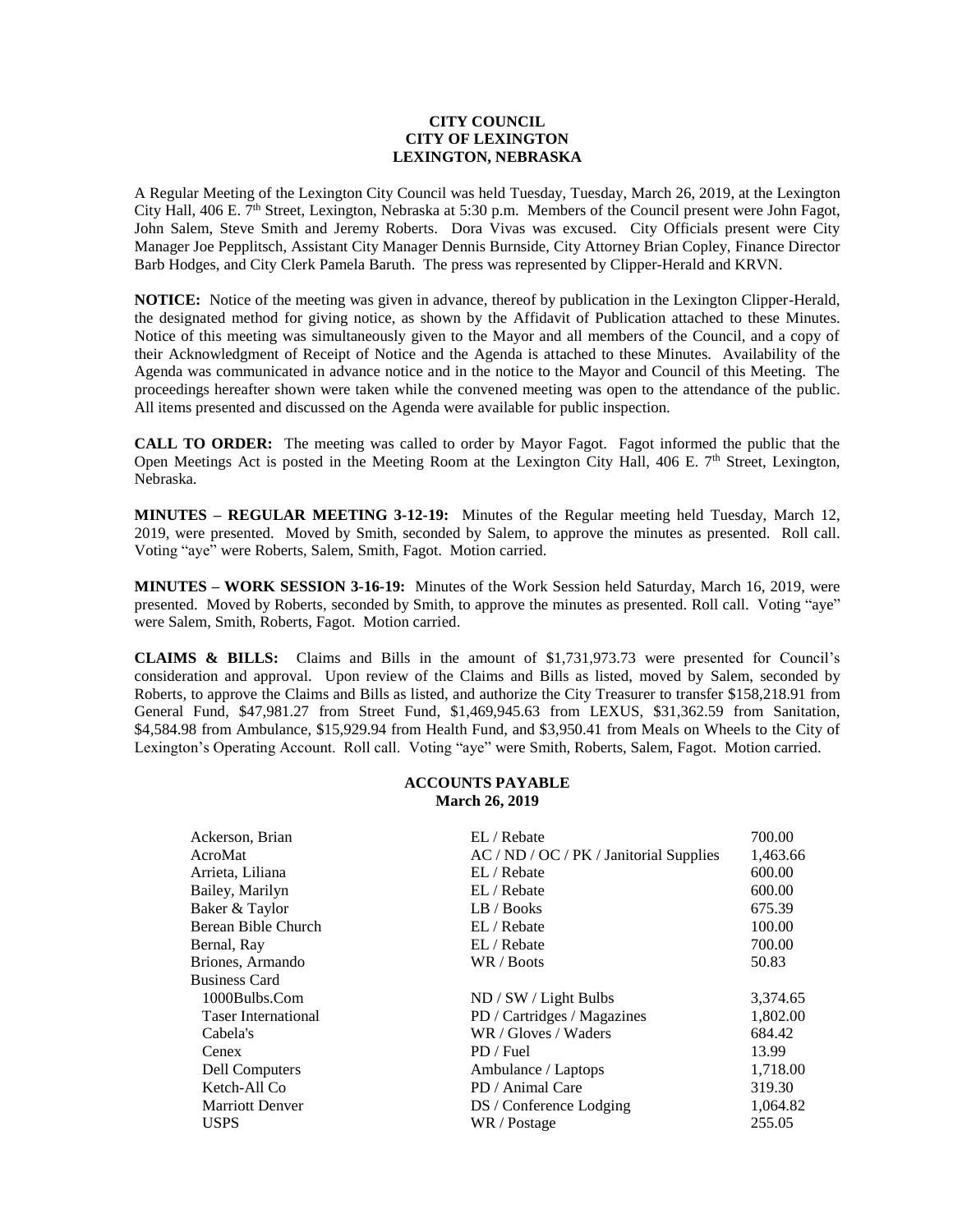**CITY COUNCIL**
**CITY OF LEXINGTON**
**LEXINGTON, NEBRASKA**

A Regular Meeting of the Lexington City Council was held Tuesday, Tuesday, March 26, 2019, at the Lexington City Hall, 406 E. 7th Street, Lexington, Nebraska at 5:30 p.m. Members of the Council present were John Fagot, John Salem, Steve Smith and Jeremy Roberts. Dora Vivas was excused. City Officials present were City Manager Joe Pepplitsch, Assistant City Manager Dennis Burnside, City Attorney Brian Copley, Finance Director Barb Hodges, and City Clerk Pamela Baruth. The press was represented by Clipper-Herald and KRVN.

**NOTICE:** Notice of the meeting was given in advance, thereof by publication in the Lexington Clipper-Herald, the designated method for giving notice, as shown by the Affidavit of Publication attached to these Minutes. Notice of this meeting was simultaneously given to the Mayor and all members of the Council, and a copy of their Acknowledgment of Receipt of Notice and the Agenda is attached to these Minutes. Availability of the Agenda was communicated in advance notice and in the notice to the Mayor and Council of this Meeting. The proceedings hereafter shown were taken while the convened meeting was open to the attendance of the public. All items presented and discussed on the Agenda were available for public inspection.

**CALL TO ORDER:** The meeting was called to order by Mayor Fagot. Fagot informed the public that the Open Meetings Act is posted in the Meeting Room at the Lexington City Hall, 406 E. 7th Street, Lexington, Nebraska.

**MINUTES – REGULAR MEETING 3-12-19:** Minutes of the Regular meeting held Tuesday, March 12, 2019, were presented. Moved by Smith, seconded by Salem, to approve the minutes as presented. Roll call. Voting "aye" were Roberts, Salem, Smith, Fagot. Motion carried.

**MINUTES – WORK SESSION 3-16-19:** Minutes of the Work Session held Saturday, March 16, 2019, were presented. Moved by Roberts, seconded by Smith, to approve the minutes as presented. Roll call. Voting "aye" were Salem, Smith, Roberts, Fagot. Motion carried.

**CLAIMS & BILLS:** Claims and Bills in the amount of $1,731,973.73 were presented for Council's consideration and approval. Upon review of the Claims and Bills as listed, moved by Salem, seconded by Roberts, to approve the Claims and Bills as listed, and authorize the City Treasurer to transfer $158,218.91 from General Fund, $47,981.27 from Street Fund, $1,469,945.63 from LEXUS, $31,362.59 from Sanitation, $4,584.98 from Ambulance, $15,929.94 from Health Fund, and $3,950.41 from Meals on Wheels to the City of Lexington's Operating Account. Roll call. Voting "aye" were Smith, Roberts, Salem, Fagot. Motion carried.

**ACCOUNTS PAYABLE**
**March 26, 2019**

| | | |
|---|---|---|
| Ackerson, Brian | EL / Rebate | 700.00 |
| AcroMat | AC / ND / OC / PK / Janitorial Supplies | 1,463.66 |
| Arrieta, Liliana | EL / Rebate | 600.00 |
| Bailey, Marilyn | EL / Rebate | 600.00 |
| Baker & Taylor | LB / Books | 675.39 |
| Berean Bible Church | EL / Rebate | 100.00 |
| Bernal, Ray | EL / Rebate | 700.00 |
| Briones, Armando | WR / Boots | 50.83 |
| Business Card | | |
| 1000Bulbs.Com | ND / SW / Light Bulbs | 3,374.65 |
| Taser International | PD / Cartridges / Magazines | 1,802.00 |
| Cabela's | WR / Gloves / Waders | 684.42 |
| Cenex | PD / Fuel | 13.99 |
| Dell Computers | Ambulance / Laptops | 1,718.00 |
| Ketch-All Co | PD / Animal Care | 319.30 |
| Marriott Denver | DS / Conference Lodging | 1,064.82 |
| USPS | WR / Postage | 255.05 |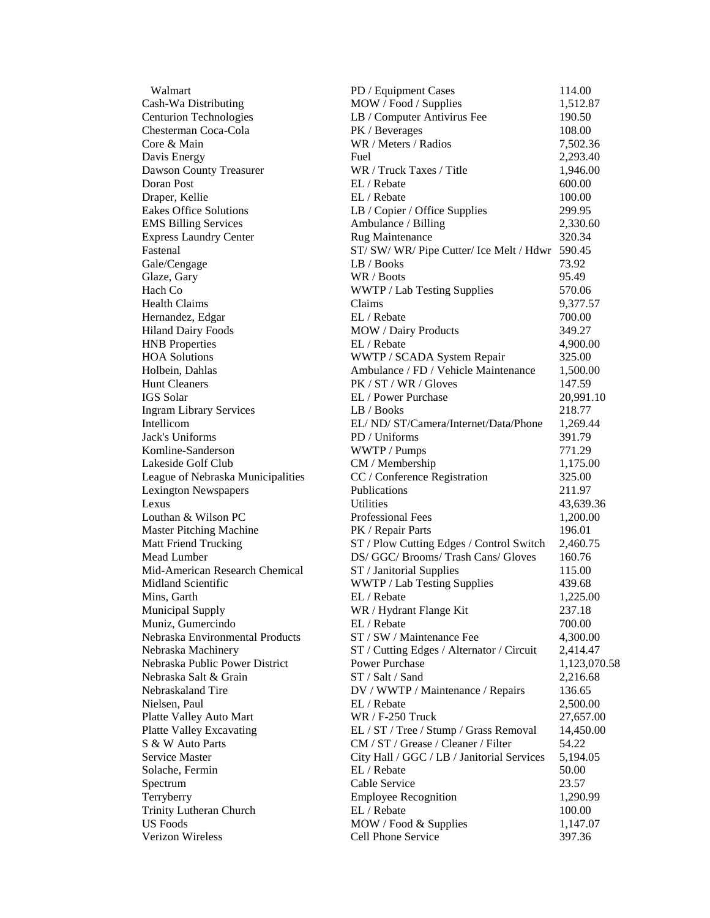| | | |
|---|---|---|
| Walmart | PD / Equipment Cases | 114.00 |
| Cash-Wa Distributing | MOW / Food / Supplies | 1,512.87 |
| Centurion Technologies | LB / Computer Antivirus Fee | 190.50 |
| Chesterman Coca-Cola | PK / Beverages | 108.00 |
| Core & Main | WR / Meters / Radios | 7,502.36 |
| Davis Energy | Fuel | 2,293.40 |
| Dawson County Treasurer | WR / Truck Taxes / Title | 1,946.00 |
| Doran Post | EL / Rebate | 600.00 |
| Draper, Kellie | EL / Rebate | 100.00 |
| Eakes Office Solutions | LB / Copier / Office Supplies | 299.95 |
| EMS Billing Services | Ambulance / Billing | 2,330.60 |
| Express Laundry Center | Rug Maintenance | 320.34 |
| Fastenal | ST/ SW/ WR/ Pipe Cutter/ Ice Melt / Hdwr | 590.45 |
| Gale/Cengage | LB / Books | 73.92 |
| Glaze, Gary | WR / Boots | 95.49 |
| Hach Co | WWTP / Lab Testing Supplies | 570.06 |
| Health Claims | Claims | 9,377.57 |
| Hernandez, Edgar | EL / Rebate | 700.00 |
| Hiland Dairy Foods | MOW / Dairy Products | 349.27 |
| HNB Properties | EL / Rebate | 4,900.00 |
| HOA Solutions | WWTP / SCADA System Repair | 325.00 |
| Holbein, Dahlas | Ambulance / FD / Vehicle Maintenance | 1,500.00 |
| Hunt Cleaners | PK / ST / WR / Gloves | 147.59 |
| IGS Solar | EL / Power Purchase | 20,991.10 |
| Ingram Library Services | LB / Books | 218.77 |
| Intellicom | EL/ ND/ ST/Camera/Internet/Data/Phone | 1,269.44 |
| Jack's Uniforms | PD / Uniforms | 391.79 |
| Komline-Sanderson | WWTP / Pumps | 771.29 |
| Lakeside Golf Club | CM / Membership | 1,175.00 |
| League of Nebraska Municipalities | CC / Conference Registration | 325.00 |
| Lexington Newspapers | Publications | 211.97 |
| Lexus | Utilities | 43,639.36 |
| Louthan & Wilson PC | Professional Fees | 1,200.00 |
| Master Pitching Machine | PK / Repair Parts | 196.01 |
| Matt Friend Trucking | ST / Plow Cutting Edges / Control Switch | 2,460.75 |
| Mead Lumber | DS/ GGC/ Brooms/ Trash Cans/ Gloves | 160.76 |
| Mid-American Research Chemical | ST / Janitorial Supplies | 115.00 |
| Midland Scientific | WWTP / Lab Testing Supplies | 439.68 |
| Mins, Garth | EL / Rebate | 1,225.00 |
| Municipal Supply | WR / Hydrant Flange Kit | 237.18 |
| Muniz, Gumercindo | EL / Rebate | 700.00 |
| Nebraska Environmental Products | ST / SW / Maintenance Fee | 4,300.00 |
| Nebraska Machinery | ST / Cutting Edges / Alternator / Circuit | 2,414.47 |
| Nebraska Public Power District | Power Purchase | 1,123,070.58 |
| Nebraska Salt & Grain | ST / Salt / Sand | 2,216.68 |
| Nebraskaland Tire | DV / WWTP / Maintenance / Repairs | 136.65 |
| Nielsen, Paul | EL / Rebate | 2,500.00 |
| Platte Valley Auto Mart | WR / F-250 Truck | 27,657.00 |
| Platte Valley Excavating | EL / ST / Tree / Stump / Grass Removal | 14,450.00 |
| S & W Auto Parts | CM / ST / Grease / Cleaner / Filter | 54.22 |
| Service Master | City Hall / GGC / LB / Janitorial Services | 5,194.05 |
| Solache, Fermin | EL / Rebate | 50.00 |
| Spectrum | Cable Service | 23.57 |
| Terryberry | Employee Recognition | 1,290.99 |
| Trinity Lutheran Church | EL / Rebate | 100.00 |
| US Foods | MOW / Food & Supplies | 1,147.07 |
| Verizon Wireless | Cell Phone Service | 397.36 |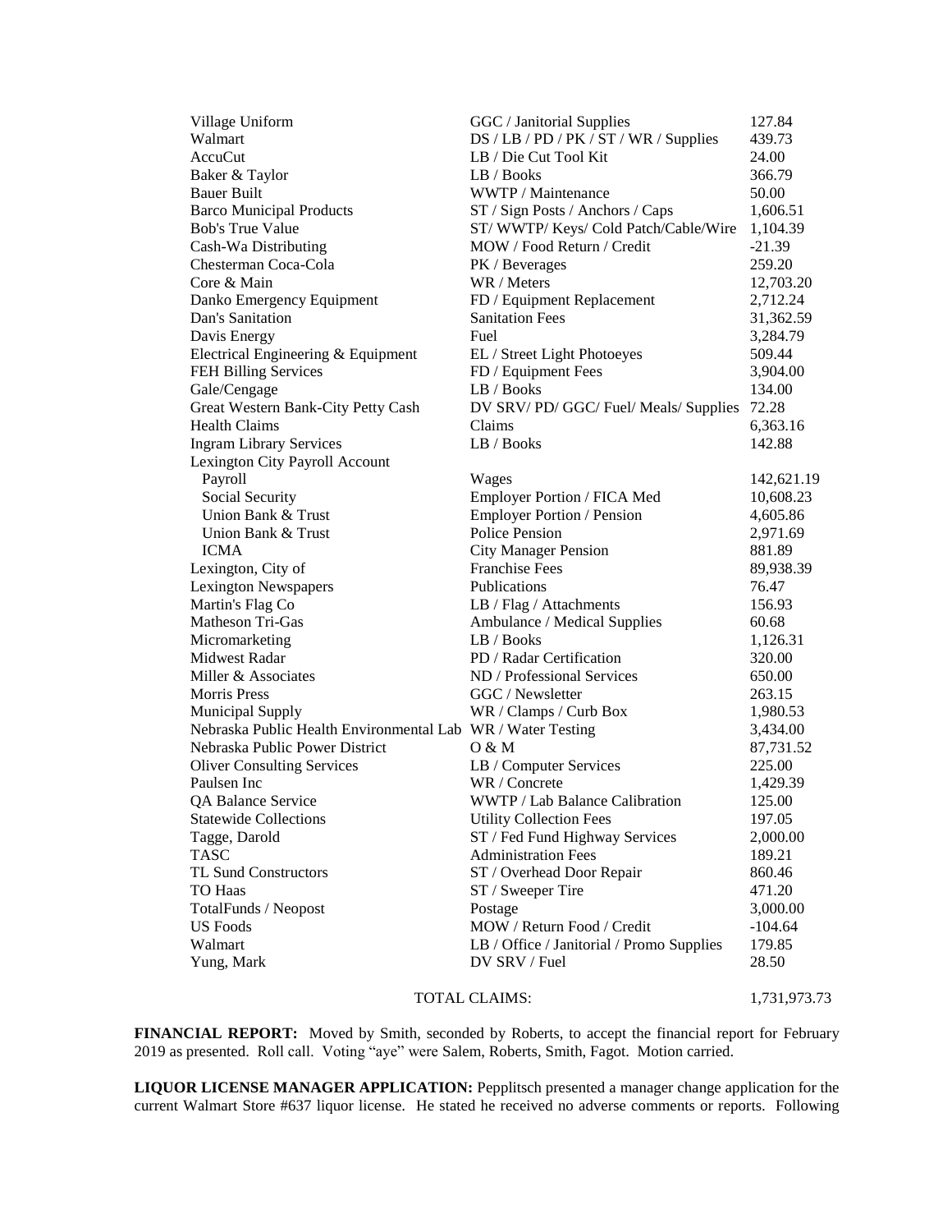| | | |
|---|---|---|
| Village Uniform | GGC / Janitorial Supplies | 127.84 |
| Walmart | DS / LB / PD / PK / ST / WR / Supplies | 439.73 |
| AccuCut | LB / Die Cut Tool Kit | 24.00 |
| Baker & Taylor | LB / Books | 366.79 |
| Bauer Built | WWTP / Maintenance | 50.00 |
| Barco Municipal Products | ST / Sign Posts / Anchors / Caps | 1,606.51 |
| Bob's True Value | ST/ WWTP/ Keys/ Cold Patch/Cable/Wire | 1,104.39 |
| Cash-Wa Distributing | MOW / Food Return / Credit | -21.39 |
| Chesterman Coca-Cola | PK / Beverages | 259.20 |
| Core & Main | WR / Meters | 12,703.20 |
| Danko Emergency Equipment | FD / Equipment Replacement | 2,712.24 |
| Dan's Sanitation | Sanitation Fees | 31,362.59 |
| Davis Energy | Fuel | 3,284.79 |
| Electrical Engineering & Equipment | EL / Street Light Photoeyes | 509.44 |
| FEH Billing Services | FD / Equipment Fees | 3,904.00 |
| Gale/Cengage | LB / Books | 134.00 |
| Great Western Bank-City Petty Cash | DV SRV/ PD/ GGC/ Fuel/ Meals/ Supplies | 72.28 |
| Health Claims | Claims | 6,363.16 |
| Ingram Library Services | LB / Books | 142.88 |
| Lexington City Payroll Account | | |
| Payroll | Wages | 142,621.19 |
| Social Security | Employer Portion / FICA Med | 10,608.23 |
| Union Bank & Trust | Employer Portion / Pension | 4,605.86 |
| Union Bank & Trust | Police Pension | 2,971.69 |
| ICMA | City Manager Pension | 881.89 |
| Lexington, City of | Franchise Fees | 89,938.39 |
| Lexington Newspapers | Publications | 76.47 |
| Martin's Flag Co | LB / Flag / Attachments | 156.93 |
| Matheson Tri-Gas | Ambulance / Medical Supplies | 60.68 |
| Micromarketing | LB / Books | 1,126.31 |
| Midwest Radar | PD / Radar Certification | 320.00 |
| Miller & Associates | ND / Professional Services | 650.00 |
| Morris Press | GGC / Newsletter | 263.15 |
| Municipal Supply | WR / Clamps / Curb Box | 1,980.53 |
| Nebraska Public Health Environmental Lab | WR / Water Testing | 3,434.00 |
| Nebraska Public Power District | O & M | 87,731.52 |
| Oliver Consulting Services | LB / Computer Services | 225.00 |
| Paulsen Inc | WR / Concrete | 1,429.39 |
| QA Balance Service | WWTP / Lab Balance Calibration | 125.00 |
| Statewide Collections | Utility Collection Fees | 197.05 |
| Tagge, Darold | ST / Fed Fund Highway Services | 2,000.00 |
| TASC | Administration Fees | 189.21 |
| TL Sund Constructors | ST / Overhead Door Repair | 860.46 |
| TO Haas | ST / Sweeper Tire | 471.20 |
| TotalFunds / Neopost | Postage | 3,000.00 |
| US Foods | MOW / Return Food / Credit | -104.64 |
| Walmart | LB / Office / Janitorial / Promo Supplies | 179.85 |
| Yung, Mark | DV SRV / Fuel | 28.50 |
| | TOTAL CLAIMS: | 1,731,973.73 |

**FINANCIAL REPORT:** Moved by Smith, seconded by Roberts, to accept the financial report for February 2019 as presented. Roll call. Voting "aye" were Salem, Roberts, Smith, Fagot. Motion carried.

**LIQUOR LICENSE MANAGER APPLICATION:** Pepplitsch presented a manager change application for the current Walmart Store #637 liquor license. He stated he received no adverse comments or reports. Following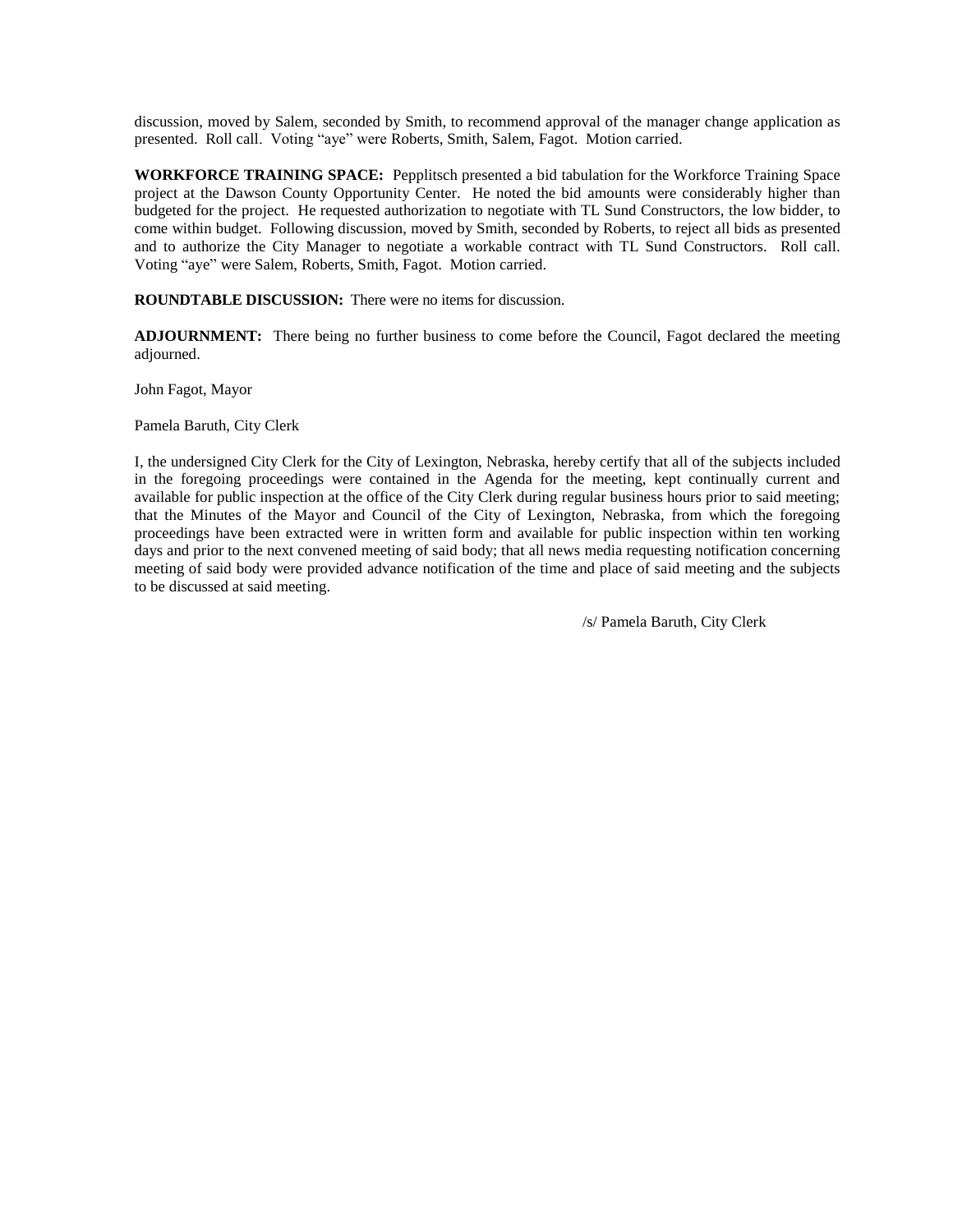discussion, moved by Salem, seconded by Smith, to recommend approval of the manager change application as presented. Roll call. Voting "aye" were Roberts, Smith, Salem, Fagot. Motion carried.

**WORKFORCE TRAINING SPACE:** Pepplitsch presented a bid tabulation for the Workforce Training Space project at the Dawson County Opportunity Center. He noted the bid amounts were considerably higher than budgeted for the project. He requested authorization to negotiate with TL Sund Constructors, the low bidder, to come within budget. Following discussion, moved by Smith, seconded by Roberts, to reject all bids as presented and to authorize the City Manager to negotiate a workable contract with TL Sund Constructors. Roll call. Voting "aye" were Salem, Roberts, Smith, Fagot. Motion carried.

**ROUNDTABLE DISCUSSION:** There were no items for discussion.

**ADJOURNMENT:** There being no further business to come before the Council, Fagot declared the meeting adjourned.

John Fagot, Mayor

Pamela Baruth, City Clerk

I, the undersigned City Clerk for the City of Lexington, Nebraska, hereby certify that all of the subjects included in the foregoing proceedings were contained in the Agenda for the meeting, kept continually current and available for public inspection at the office of the City Clerk during regular business hours prior to said meeting; that the Minutes of the Mayor and Council of the City of Lexington, Nebraska, from which the foregoing proceedings have been extracted were in written form and available for public inspection within ten working days and prior to the next convened meeting of said body; that all news media requesting notification concerning meeting of said body were provided advance notification of the time and place of said meeting and the subjects to be discussed at said meeting.

/s/ Pamela Baruth, City Clerk